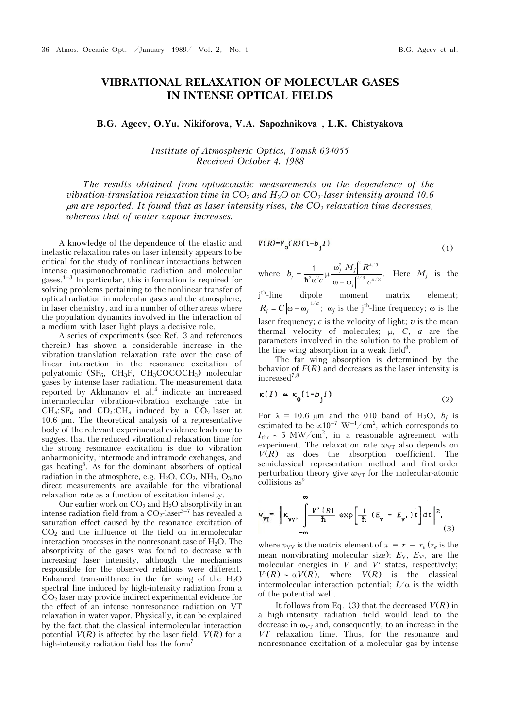# VIBRATIONAL RELAXATION OF MOLECULAR GASES IN INTENSE OPTICAL FIELDS

**B.G. Ageev, O.Yu. Nikiforova, V.A. Sapozhnikova, L.K. Chistyakova**

*Institute of Atmospheric Optics, Tomsk 634055*
*Received October 4, 1988*

*The results obtained from optoacoustic measurements on the dependence of the vibration-translation relaxation time in $CO_2$ and $H_2O$ on $CO_2$-laser intensity around 10.6 μm are reported. It found that as laser intensity rises, the $CO_2$ relaxation time decreases, whereas that of water vapour increases.*

A knowledge of the dependence of the elastic and inelastic relaxation rates on laser intensity appears to be critical for the study of nonlinear interactions between intense quasimonochromatic radiation and molecular gases.[1–3] In particular, this information is required for solving problems pertaining to the nonlinear transfer of optical radiation in molecular gases and the atmosphere, in laser chemistry, and in a number of other areas where the population dynamics involved in the interaction of a medium with laser light plays a decisive role.

A series of experiments (see Ref. 3 and references therein) has shown a considerable increase in the vibration-translation relaxation rate over the case of linear interaction in the resonance excitation of polyatomic ($SF_6$, $CH_3F$, $CH_3COCOCH_3$) molecular gases by intense laser radiation. The measurement data reported by Akhmanov et al.[4] indicate an increased intermolecular vibration-vibration exchange rate in $CH_4$:$SF_6$ and $CD_4$:$CH_4$ induced by a $CO_2$-laser at 10.6 μm. The theoretical analysis of a representative body of the relevant experimental evidence leads one to suggest that the reduced vibrational relaxation time for the strong resonance excitation is due to vibration anharmonicity, intermode and intramode exchanges, and gas heating[3]. As for the dominant absorbers of optical radiation in the atmosphere, e.g. $H_2O$, $CO_2$, $NH_3$, $O_3$, no direct measurements are available for the vibrational relaxation rate as a function of excitation intensity.

Our earlier work on $CO_2$ and $H_2O$ absorptivity in an intense radiation field from a $CO_2$-laser[5–7] has revealed a saturation effect caused by the resonance excitation of $CO_2$ and the influence of the field on intermolecular interaction processes in the nonresonant case of $H_2O$. The absorptivity of the gases was found to decrease with increasing laser intensity, although the mechanisms responsible for the observed relations were different. Enhanced transmittance in the far wing of the $H_2O$ spectral line induced by high-intensity radiation from a $CO_2$ laser may provide indirect experimental evidence for the effect of an intense nonresonance radiation on VT relaxation in water vapor. Physically, it can be explained by the fact that the classical intermolecular interaction potential $V(R)$ is affected by the laser field. $V(R)$ for a high-intensity radiation field has the form[7]

$$V(R)=V_0(R)(1-b_jI) \tag{1}$$

where $b_j = \dfrac{1}{\hbar^2\omega^2 c}\mu\dfrac{\omega_j^2|M_j|^2R^{4/3}}{|\omega-\omega_j|^{2/3}v^{4/3}}$. Here $M_j$ is the $j^{th}$-line dipole moment matrix element; $R_j = C|\omega-\omega_j|^{1/a}$; $\omega_j$ is the $j^{th}$-line frequency; $\omega$ is the laser frequency; $c$ is the velocity of light; $v$ is the mean thermal velocity of molecules; $\mu$, $C$, $a$ are the parameters involved in the solution to the problem of the line wing absorption in a weak field[8].

The far wing absorption is determined by the behavior of $F(R)$ and decreases as the laser intensity is increased[7,8]

$$\kappa(I) \simeq \kappa_0(1-b_jI) \tag{2}$$

For $\lambda$ = 10.6 μm and the 010 band of $H_2O$, $b_j$ is estimated to be $\propto 10^{-7}$ W$^{-1}$/cm$^2$, which corresponds to $I_{thr} \sim 5$ MW/cm$^2$, in a reasonable agreement with experiment. The relaxation rate $w_{VT}$ also depends on $V(R)$ as does the absorption coefficient. The semiclassical representation method and first-order perturbation theory give $w_{VT}$ for the molecular-atomic collisions as[9]

$$w_{VT}=\left|\kappa_{VV'}\int_{-\infty}^{\infty}\frac{V'(R)}{\hbar}\exp\left[\frac{i}{\hbar}(E_V-E_{V'})t\right]dt\right|^2, \tag{3}$$

where $x_{VV}$ is the matrix element of $x = r - r_e$ ($r_e$ is the mean nonvibrating molecular size); $E_V$, $E_{V'}$, are the molecular energies in $V$ and $V'$ states, respectively; $V'(R) \sim \alpha V(R)$, where $V(R)$ is the classical intermolecular interaction potential; $I/\alpha$ is the width of the potential well.

It follows from Eq. (3) that the decreased $V(R)$ in a high-intensity radiation field would lead to the decrease in $\omega_{VT}$ and, consequently, to an increase in the $VT$ relaxation time. Thus, for the resonance and nonresonance excitation of a molecular gas by intense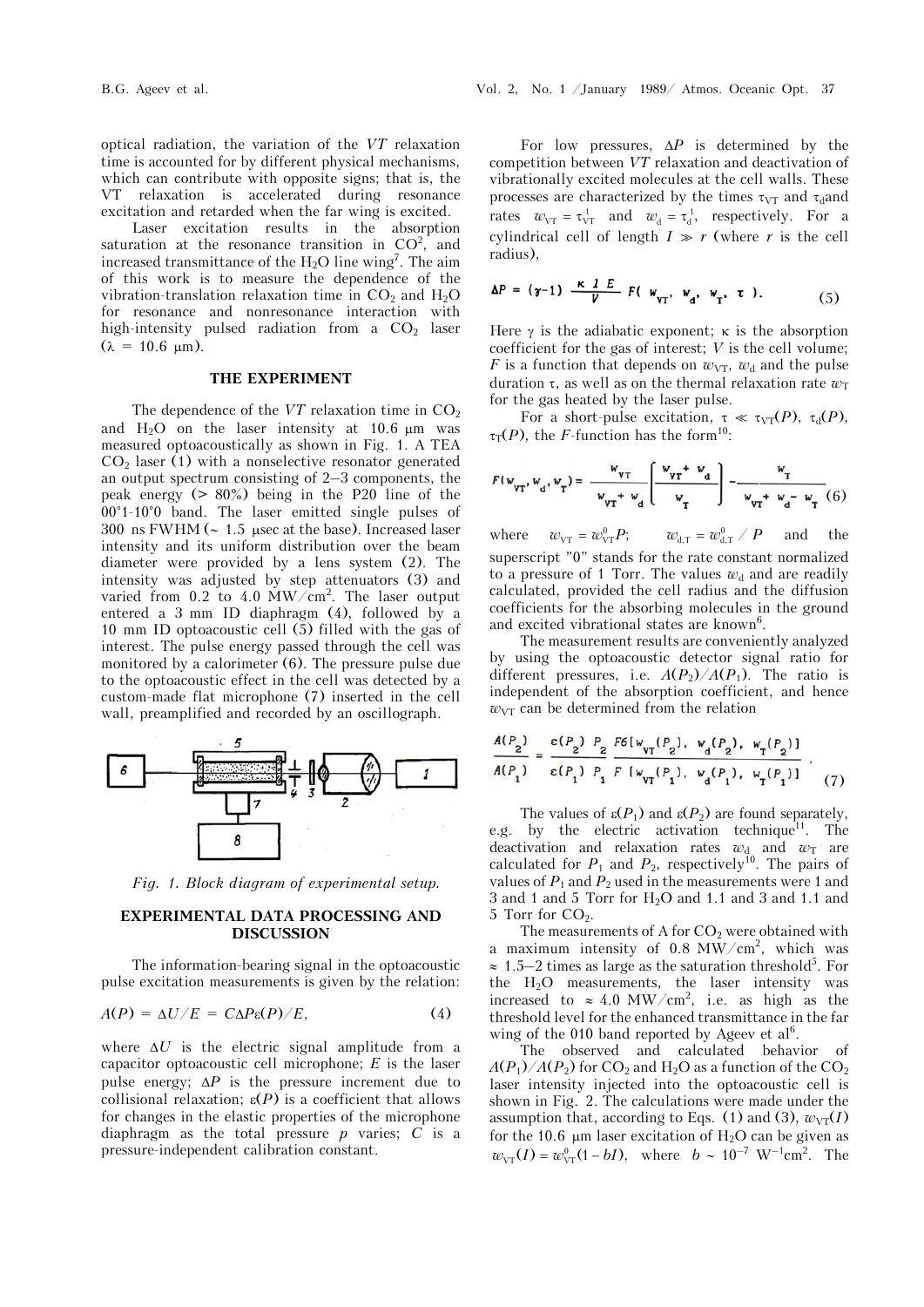optical radiation, the variation of the *VT* relaxation time is accounted for by different physical mechanisms, which can contribute with opposite signs; that is, the VT relaxation is accelerated during resonance excitation and retarded when the far wing is excited.

Laser excitation results in the absorption saturation at the resonance transition in $CO_2$, and increased transmittance of the $H_2O$ line wing[7]. The aim of this work is to measure the dependence of the vibration-translation relaxation time in $CO_2$ and $H_2O$ for resonance and nonresonance interaction with high-intensity pulsed radiation from a $CO_2$ laser ($\lambda$ = 10.6 μm).

## THE EXPERIMENT

The dependence of the *VT* relaxation time in $CO_2$ and $H_2O$ on the laser intensity at 10.6 μm was measured optoacoustically as shown in Fig. 1. A TEA $CO_2$ laser (1) with a nonselective resonator generated an output spectrum consisting of 2–3 components, the peak energy (> 80%) being in the P20 line of the 00°1-10°0 band. The laser emitted single pulses of 300 ns FWHM (~ 1.5 μsec at the base). Increased laser intensity and its uniform distribution over the beam diameter were provided by a lens system (2). The intensity was adjusted by step attenuators (3) and varied from 0.2 to 4.0 MW/cm$^2$. The laser output entered a 3 mm ID diaphragm (4), followed by a 10 mm ID optoacoustic cell (5) filled with the gas of interest. The pulse energy passed through the cell was monitored by a calorimeter (6). The pressure pulse due to the optoacoustic effect in the cell was detected by a custom-made flat microphone (7) inserted in the cell wall, preamplified and recorded by an oscillograph.

*Fig. 1. Block diagram of experimental setup.*

## EXPERIMENTAL DATA PROCESSING AND DISCUSSION

The information-bearing signal in the optoacoustic pulse excitation measurements is given by the relation:

$$A(P) = \Delta U/E = C\Delta P\varepsilon(P)/E, \tag{4}$$

where $\Delta U$ is the electric signal amplitude from a capacitor optoacoustic cell microphone; $E$ is the laser pulse energy; $\Delta P$ is the pressure increment due to collisional relaxation; $\varepsilon(P)$ is a coefficient that allows for changes in the elastic properties of the microphone diaphragm as the total pressure $p$ varies; $C$ is a pressure-independent calibration constant.

For low pressures, $\Delta P$ is determined by the competition between *VT* relaxation and deactivation of vibrationally excited molecules at the cell walls. These processes are characterized by the times $\tau_{VT}$ and $\tau_d$ and rates $w_{VT} = \tau_{VT}^{-1}$ and $w_d = \tau_d^{-1}$, respectively. For a cylindrical cell of length $l \gg r$ (where $r$ is the cell radius),

$$\Delta P = (\gamma - 1)\,\frac{\kappa\, l\, E}{V}\,F(\,w_{VT},\ w_d,\ w_T,\ \tau\,). \tag{5}$$

Here $\gamma$ is the adiabatic exponent; $\kappa$ is the absorption coefficient for the gas of interest; $V$ is the cell volume; $F$ is a function that depends on $w_{VT}$, $w_d$ and the pulse duration $\tau$, as well as on the thermal relaxation rate $w_T$ for the gas heated by the laser pulse.

For a short-pulse excitation, $\tau \ll \tau_{VT}(P)$, $\tau_d(P)$, $\tau_T(P)$, the *F*-function has the form[10]:

$$F(w_{VT}, w_d, w_T) = \frac{w_{VT}}{w_{VT} + w_d}\left(\frac{w_{VT} + w_d}{w_T}\right) - \frac{w_T}{w_{VT} + w_d - w_T} \tag{6}$$

where $w_{VT} = w_{VT}^0 P$; $w_{d,T} = w_{d,T}^0 / P$ and the superscript "0" stands for the rate constant normalized to a pressure of 1 Torr. The values $w_d$ and are readily calculated, provided the cell radius and the diffusion coefficients for the absorbing molecules in the ground and excited vibrational states are known[6].

The measurement results are conveniently analyzed by using the optoacoustic detector signal ratio for different pressures, i.e. $A(P_2)/A(P_1)$. The ratio is independent of the absorption coefficient, and hence $w_{VT}$ can be determined from the relation

$$\frac{A(P_2)}{A(P_1)} = \frac{\varepsilon(P_2)\,P_2}{\varepsilon(P_1)\,P_1}\,\frac{F6[w_{VT}(P_2),\ w_d(P_2),\ w_T(P_2)]}{F\,[w_{VT}(P_1),\ w_d(P_1),\ w_T(P_1)]}. \tag{7}$$

The values of $\varepsilon(P_1)$ and $\varepsilon(P_2)$ are found separately, e.g. by the electric activation technique[11]. The deactivation and relaxation rates $w_d$ and $w_T$ are calculated for $P_1$ and $P_2$, respectively[10]. The pairs of values of $P_1$ and $P_2$ used in the measurements were 1 and 3 and 1 and 5 Torr for $H_2O$ and 1.1 and 3 and 1.1 and 5 Torr for $CO_2$.

The measurements of A for $CO_2$ were obtained with a maximum intensity of 0.8 MW/cm$^2$, which was ≈ 1.5–2 times as large as the saturation threshold[5]. For the $H_2O$ measurements, the laser intensity was increased to ≈ 4.0 MW/cm$^2$, i.e. as high as the threshold level for the enhanced transmittance in the far wing of the 010 band reported by Ageev et al[6].

The observed and calculated behavior of $A(P_1)/A(P_2)$ for $CO_2$ and $H_2O$ as a function of the $CO_2$ laser intensity injected into the optoacoustic cell is shown in Fig. 2. The calculations were made under the assumption that, according to Eqs. (1) and (3), $w_{VT}(I)$ for the 10.6 μm laser excitation of $H_2O$ can be given as $w_{VT}(I) = w_{VT}^0(1 - bI)$, where $b \sim 10^{-7}$ W$^{-1}$cm$^2$. The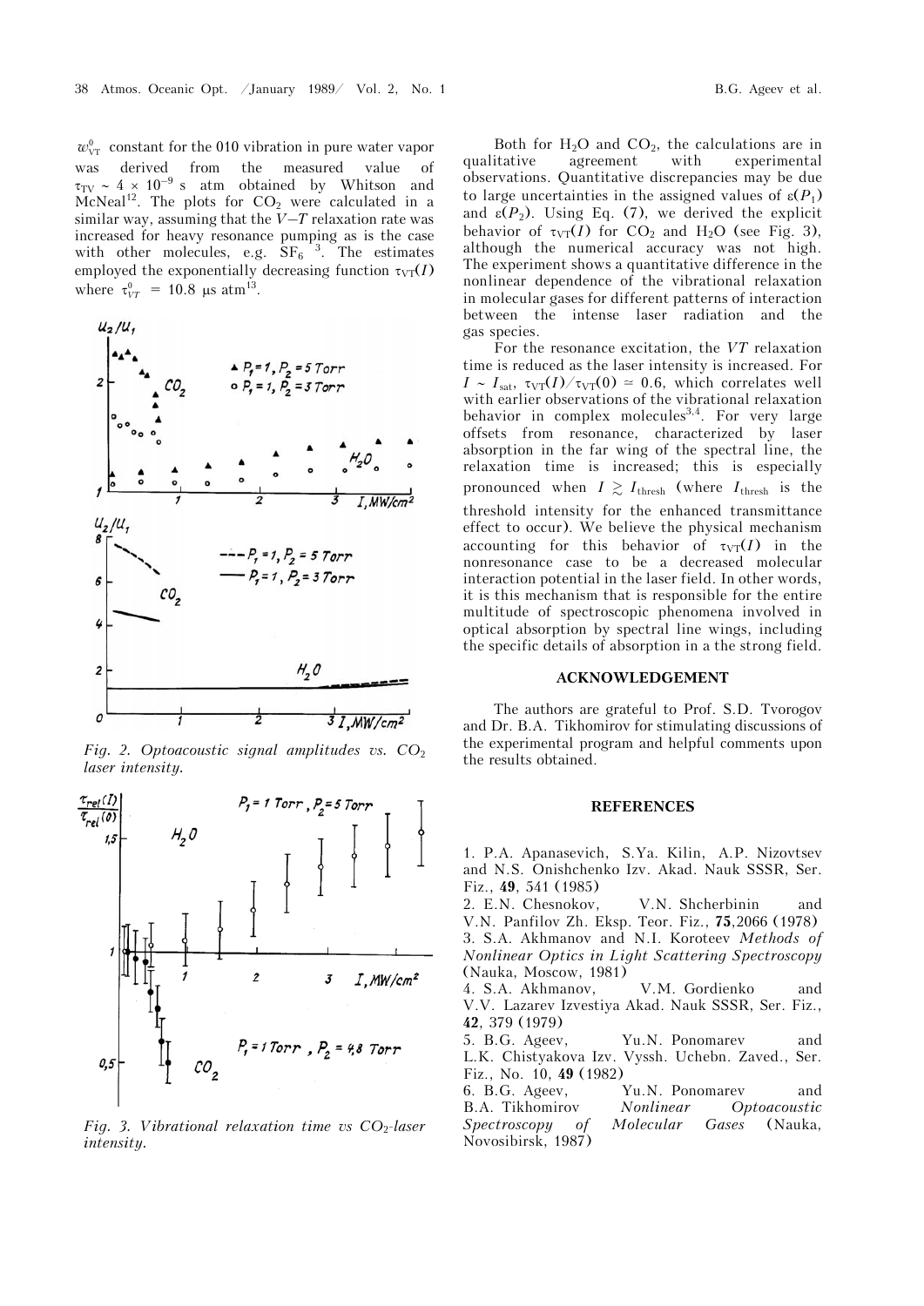$w^0_{VT}$ constant for the 010 vibration in pure water vapor was derived from the measured value of $\tau_{TV} \sim 4 \times 10^{-9}$ s atm obtained by Whitson and McNeal[12]. The plots for $CO_2$ were calculated in a similar way, assuming that the $V{-}T$ relaxation rate was increased for heavy resonance pumping as is the case with other molecules, e.g. $SF_6$ [3]. The estimates employed the exponentially decreasing function $\tau_{VT}(I)$ where $\tau^0_{VT}$ = 10.8 μs atm[13].

*Fig. 2. Optoacoustic signal amplitudes vs. $CO_2$ laser intensity.*

*Fig. 3. Vibrational relaxation time vs $CO_2$-laser intensity.*

Both for $H_2O$ and $CO_2$, the calculations are in qualitative agreement with experimental observations. Quantitative discrepancies may be due to large uncertainties in the assigned values of $\varepsilon(P_1)$ and $\varepsilon(P_2)$. Using Eq. (7), we derived the explicit behavior of $\tau_{VT}(I)$ for $CO_2$ and $H_2O$ (see Fig. 3), although the numerical accuracy was not high. The experiment shows a quantitative difference in the nonlinear dependence of the vibrational relaxation in molecular gases for different patterns of interaction between the intense laser radiation and the gas species.

For the resonance excitation, the $VT$ relaxation time is reduced as the laser intensity is increased. For $I \sim I_{sat}$, $\tau_{VT}(I)/\tau_{VT}(0) \simeq 0.6$, which correlates well with earlier observations of the vibrational relaxation behavior in complex molecules[3,4]. For very large offsets from resonance, characterized by laser absorption in the far wing of the spectral line, the relaxation time is increased; this is especially pronounced when $I \gtrsim I_{thresh}$ (where $I_{thresh}$ is the threshold intensity for the enhanced transmittance effect to occur). We believe the physical mechanism accounting for this behavior of $\tau_{VT}(I)$ in the nonresonance case to be a decreased molecular interaction potential in the laser field. In other words, it is this mechanism that is responsible for the entire multitude of spectroscopic phenomena involved in optical absorption by spectral line wings, including the specific details of absorption in a the strong field.

## ACKNOWLEDGEMENT

The authors are grateful to Prof. S.D. Tvorogov and Dr. B.A. Tikhomirov for stimulating discussions of the experimental program and helpful comments upon the results obtained.

## REFERENCES

1. P.A. Apanasevich, S.Ya. Kilin, A.P. Nizovtsev and N.S. Onishchenko Izv. Akad. Nauk SSSR, Ser. Fiz., **49**, 541 (1985)
2. E.N. Chesnokov, V.N. Shcherbinin and V.N. Panfilov Zh. Eksp. Teor. Fiz., **75**,2066 (1978)
3. S.A. Akhmanov and N.I. Koroteev *Methods of Nonlinear Optics in Light Scattering Spectroscopy* (Nauka, Moscow, 1981)
4. S.A. Akhmanov, V.M. Gordienko and V.V. Lazarev Izvestiya Akad. Nauk SSSR, Ser. Fiz., **42**, 379 (1979)
5. B.G. Ageev, Yu.N. Ponomarev and L.K. Chistyakova Izv. Vyssh. Uchebn. Zaved., Ser. Fiz., No. 10, **49** (1982)
6. B.G. Ageev, Yu.N. Ponomarev and B.A. Tikhomirov *Nonlinear Optoacoustic Spectroscopy of Molecular Gases* (Nauka, Novosibirsk, 1987)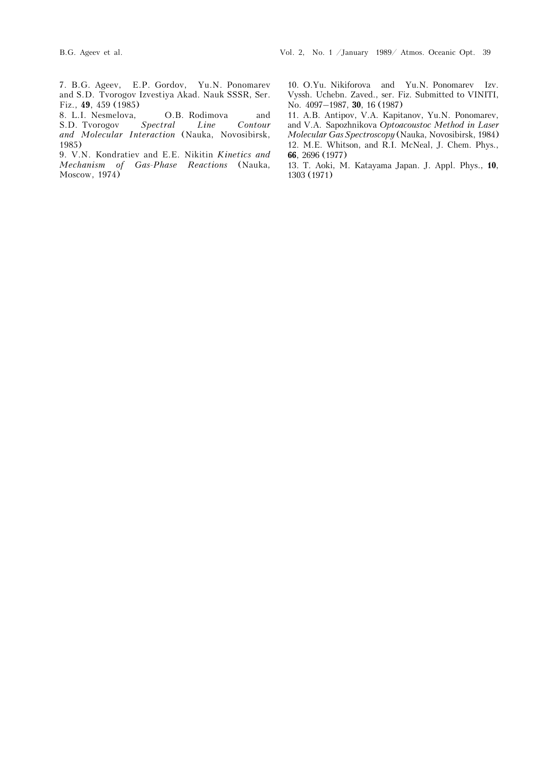7. B.G. Ageev, E.P. Gordov, Yu.N. Ponomarev and S.D. Tvorogov Izvestiya Akad. Nauk SSSR, Ser. Fiz., **49**, 459 (1985)

8. L.I. Nesmelova, O.B. Rodimova and S.D. Tvorogov *Spectral Line Contour and Molecular Interaction* (Nauka, Novosibirsk, 1985)

9. V.N. Kondratiev and E.E. Nikitin *Kinetics and Mechanism of Gas-Phase Reactions* (Nauka, Moscow, 1974)

10. O.Yu. Nikiforova and Yu.N. Ponomarev Izv. Vyssh. Uchebn. Zaved., ser. Fiz. Submitted to VINITI, No. 4097–1987, **30**, 16 (1987)

11. A.B. Antipov, V.A. Kapitanov, Yu.N. Ponomarev, and V.A. Sapozhnikova *Optoacoustoc Method in Laser Molecular Gas Spectroscopy* (Nauka, Novosibirsk, 1984)

12. M.E. Whitson, and R.I. McNeal, J. Chem. Phys., **66**, 2696 (1977)

13. T. Aoki, M. Katayama Japan. J. Appl. Phys., **10**, 1303 (1971)